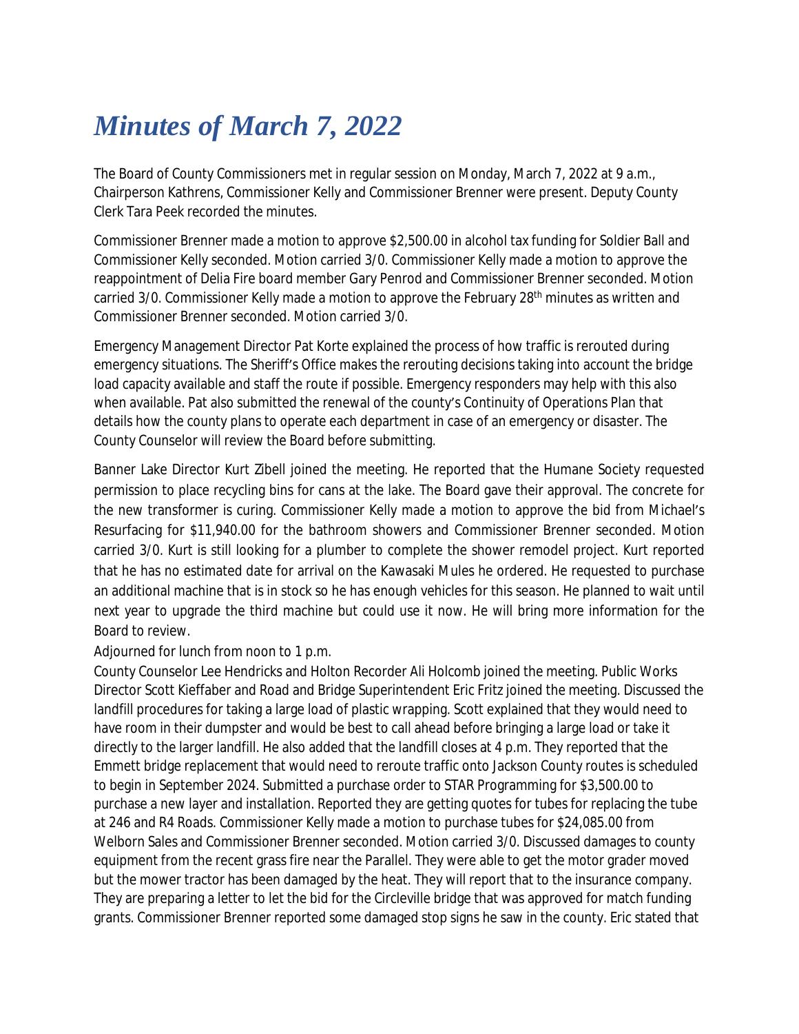# *Minutes of March 7, 2022*

The Board of County Commissioners met in regular session on Monday, March 7, 2022 at 9 a.m., Chairperson Kathrens, Commissioner Kelly and Commissioner Brenner were present. Deputy County Clerk Tara Peek recorded the minutes.

Commissioner Brenner made a motion to approve $2,500.00 in alcohol tax funding for Soldier Ball and Commissioner Kelly seconded. Motion carried 3/0. Commissioner Kelly made a motion to approve the reappointment of Delia Fire board member Gary Penrod and Commissioner Brenner seconded. Motion carried 3/0. Commissioner Kelly made a motion to approve the February 28th minutes as written and Commissioner Brenner seconded. Motion carried 3/0.

Emergency Management Director Pat Korte explained the process of how traffic is rerouted during emergency situations. The Sheriff's Office makes the rerouting decisions taking into account the bridge load capacity available and staff the route if possible. Emergency responders may help with this also when available. Pat also submitted the renewal of the county's Continuity of Operations Plan that details how the county plans to operate each department in case of an emergency or disaster. The County Counselor will review the Board before submitting.

Banner Lake Director Kurt Zibell joined the meeting. He reported that the Humane Society requested permission to place recycling bins for cans at the lake. The Board gave their approval. The concrete for the new transformer is curing. Commissioner Kelly made a motion to approve the bid from Michael's Resurfacing for $11,940.00 for the bathroom showers and Commissioner Brenner seconded. Motion carried 3/0. Kurt is still looking for a plumber to complete the shower remodel project. Kurt reported that he has no estimated date for arrival on the Kawasaki Mules he ordered. He requested to purchase an additional machine that is in stock so he has enough vehicles for this season. He planned to wait until next year to upgrade the third machine but could use it now. He will bring more information for the Board to review.

Adjourned for lunch from noon to 1 p.m.

County Counselor Lee Hendricks and Holton Recorder Ali Holcomb joined the meeting. Public Works Director Scott Kieffaber and Road and Bridge Superintendent Eric Fritz joined the meeting. Discussed the landfill procedures for taking a large load of plastic wrapping. Scott explained that they would need to have room in their dumpster and would be best to call ahead before bringing a large load or take it directly to the larger landfill. He also added that the landfill closes at 4 p.m. They reported that the Emmett bridge replacement that would need to reroute traffic onto Jackson County routes is scheduled to begin in September 2024. Submitted a purchase order to STAR Programming for $3,500.00 to purchase a new layer and installation. Reported they are getting quotes for tubes for replacing the tube at 246 and R4 Roads. Commissioner Kelly made a motion to purchase tubes for $24,085.00 from Welborn Sales and Commissioner Brenner seconded. Motion carried 3/0. Discussed damages to county equipment from the recent grass fire near the Parallel. They were able to get the motor grader moved but the mower tractor has been damaged by the heat. They will report that to the insurance company. They are preparing a letter to let the bid for the Circleville bridge that was approved for match funding grants. Commissioner Brenner reported some damaged stop signs he saw in the county. Eric stated that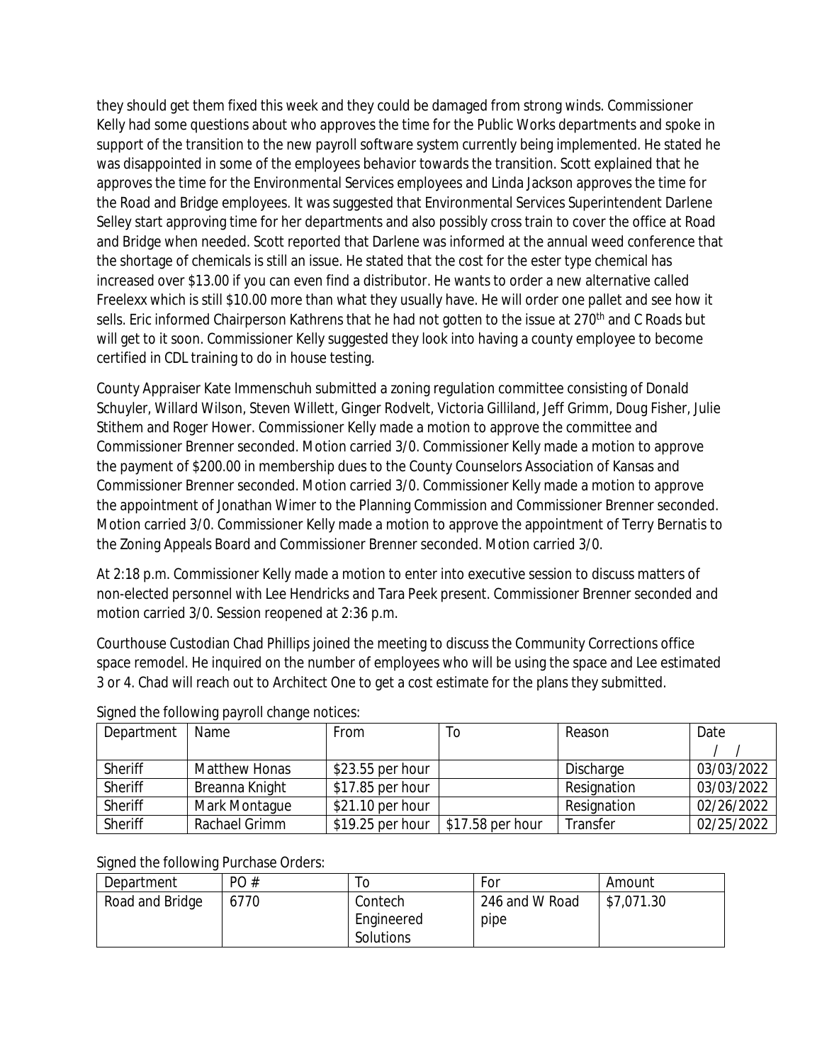they should get them fixed this week and they could be damaged from strong winds. Commissioner Kelly had some questions about who approves the time for the Public Works departments and spoke in support of the transition to the new payroll software system currently being implemented. He stated he was disappointed in some of the employees behavior towards the transition. Scott explained that he approves the time for the Environmental Services employees and Linda Jackson approves the time for the Road and Bridge employees. It was suggested that Environmental Services Superintendent Darlene Selley start approving time for her departments and also possibly cross train to cover the office at Road and Bridge when needed. Scott reported that Darlene was informed at the annual weed conference that the shortage of chemicals is still an issue. He stated that the cost for the ester type chemical has increased over $13.00 if you can even find a distributor. He wants to order a new alternative called Freelexx which is still $10.00 more than what they usually have. He will order one pallet and see how it sells. Eric informed Chairperson Kathrens that he had not gotten to the issue at 270th and C Roads but will get to it soon. Commissioner Kelly suggested they look into having a county employee to become certified in CDL training to do in house testing.

County Appraiser Kate Immenschuh submitted a zoning regulation committee consisting of Donald Schuyler, Willard Wilson, Steven Willett, Ginger Rodvelt, Victoria Gilliland, Jeff Grimm, Doug Fisher, Julie Stithem and Roger Hower. Commissioner Kelly made a motion to approve the committee and Commissioner Brenner seconded. Motion carried 3/0. Commissioner Kelly made a motion to approve the payment of $200.00 in membership dues to the County Counselors Association of Kansas and Commissioner Brenner seconded. Motion carried 3/0. Commissioner Kelly made a motion to approve the appointment of Jonathan Wimer to the Planning Commission and Commissioner Brenner seconded. Motion carried 3/0. Commissioner Kelly made a motion to approve the appointment of Terry Bernatis to the Zoning Appeals Board and Commissioner Brenner seconded. Motion carried 3/0.

At 2:18 p.m. Commissioner Kelly made a motion to enter into executive session to discuss matters of non-elected personnel with Lee Hendricks and Tara Peek present. Commissioner Brenner seconded and motion carried 3/0. Session reopened at 2:36 p.m.

Courthouse Custodian Chad Phillips joined the meeting to discuss the Community Corrections office space remodel. He inquired on the number of employees who will be using the space and Lee estimated 3 or 4. Chad will reach out to Architect One to get a cost estimate for the plans they submitted.

Signed the following payroll change notices:

| Department | Name | From | To | Reason | Date / / |
|---|---|---|---|---|---|
| Sheriff | Matthew Honas | $23.55 per hour | | Discharge | 03/03/2022 |
| Sheriff | Breanna Knight | $17.85 per hour | | Resignation | 03/03/2022 |
| Sheriff | Mark Montague | $21.10 per hour | | Resignation | 02/26/2022 |
| Sheriff | Rachael Grimm | $19.25 per hour | $17.58 per hour | Transfer | 02/25/2022 |

Signed the following Purchase Orders:

| Department | PO # | To | For | Amount |
|---|---|---|---|---|
| Road and Bridge | 6770 | Contech Engineered Solutions | 246 and W Road pipe | $7,071.30 |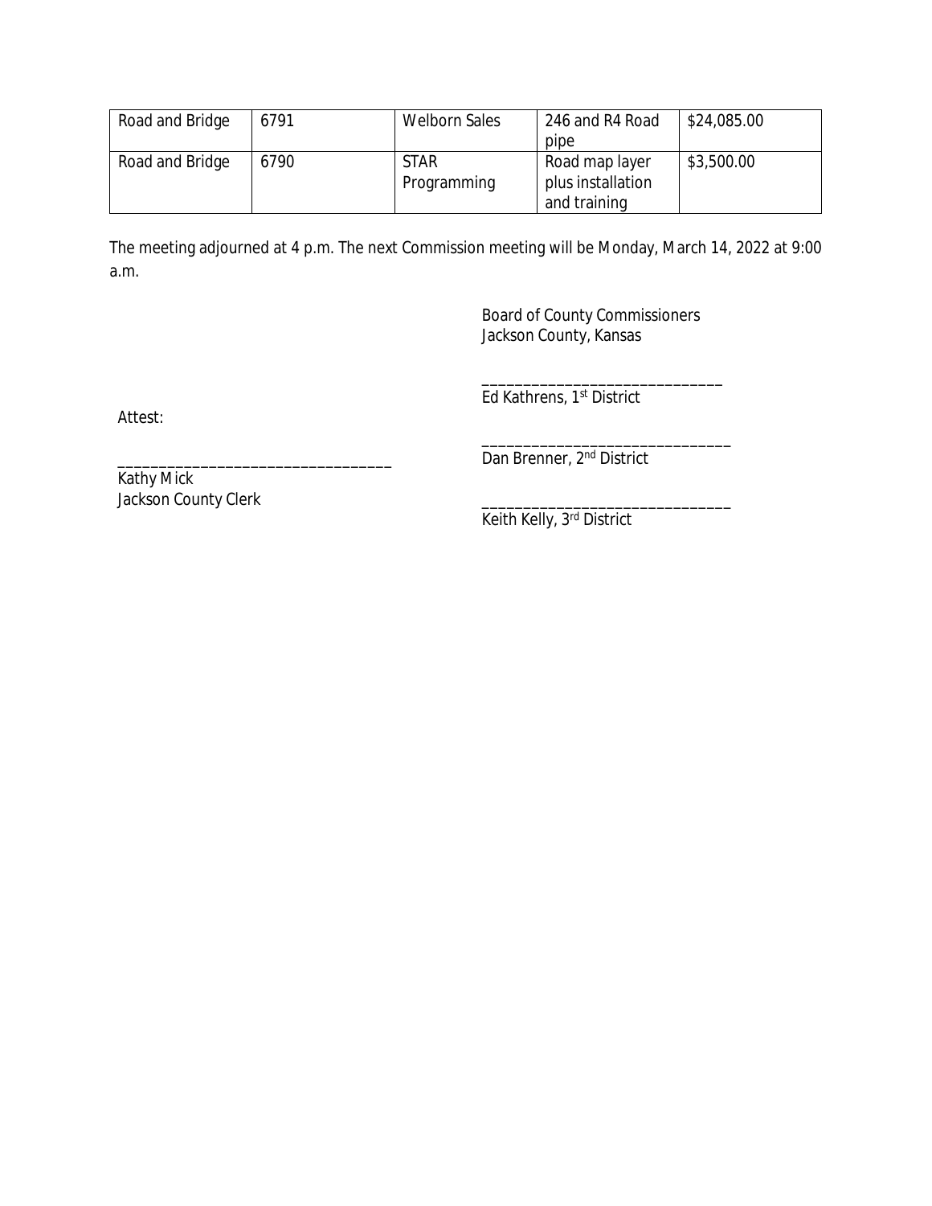| | | | | |
|---|---|---|---|---|
| Road and Bridge | 6791 | Welborn Sales | 246 and R4 Road pipe | $24,085.00 |
| Road and Bridge | 6790 | STAR Programming | Road map layer plus installation and training | $3,500.00 |

The meeting adjourned at 4 p.m. The next Commission meeting will be Monday, March 14, 2022 at 9:00 a.m.

Board of County Commissioners
Jackson County, Kansas

_____________________________
Ed Kathrens, 1st District

_____________________________
Dan Brenner, 2nd District

_____________________________
Keith Kelly, 3rd District

Attest:

_________________________________
Kathy Mick
Jackson County Clerk